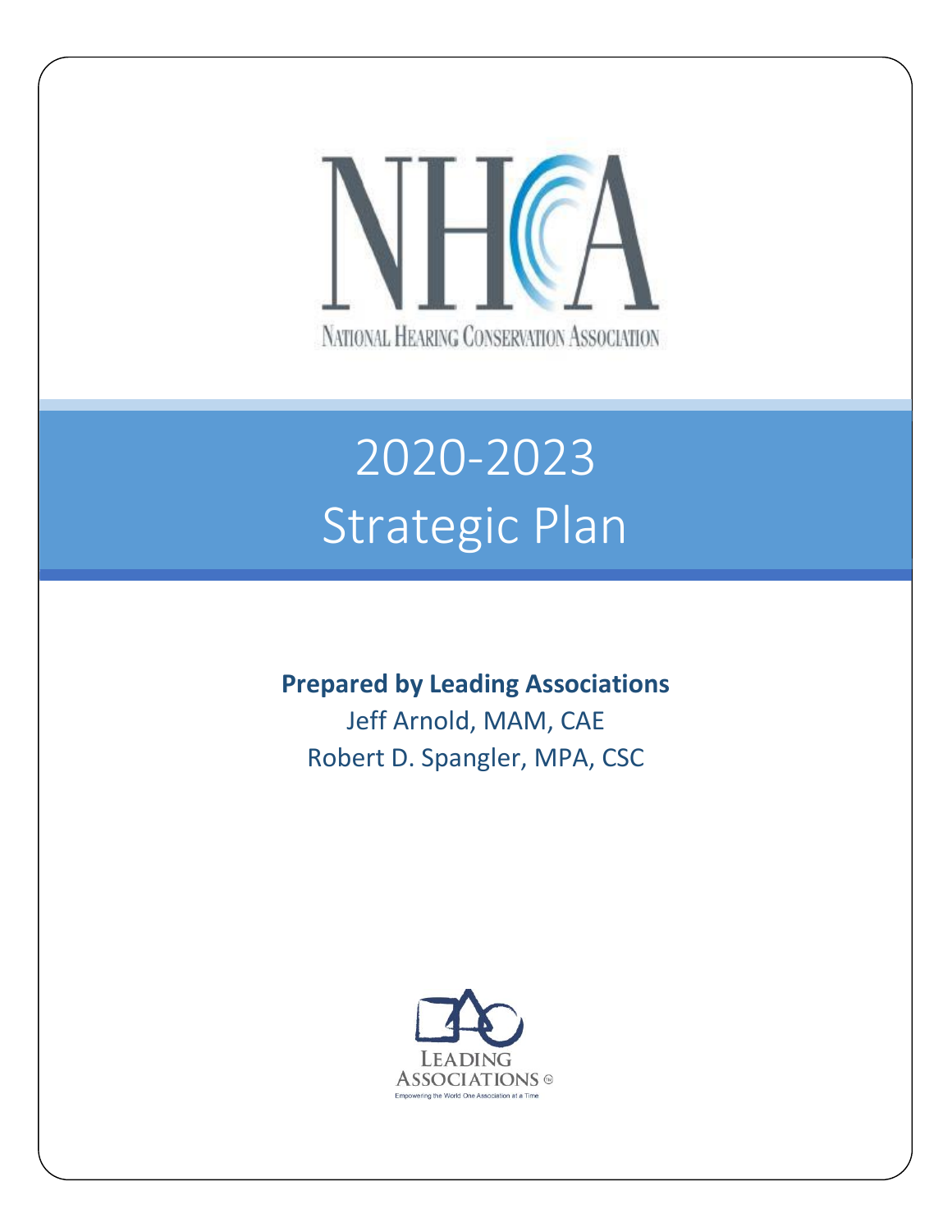NHCA

NATIONAL HEARING CONSERVATION ASSOCIATION

# 2020-2023 Strategic Plan

**Prepared by Leading Associations**

Jeff Arnold, MAM, CAE

Robert D. Spangler, MPA, CSC

LEADING ASSOCIATIONS ®

Empowering the World One Association at a Time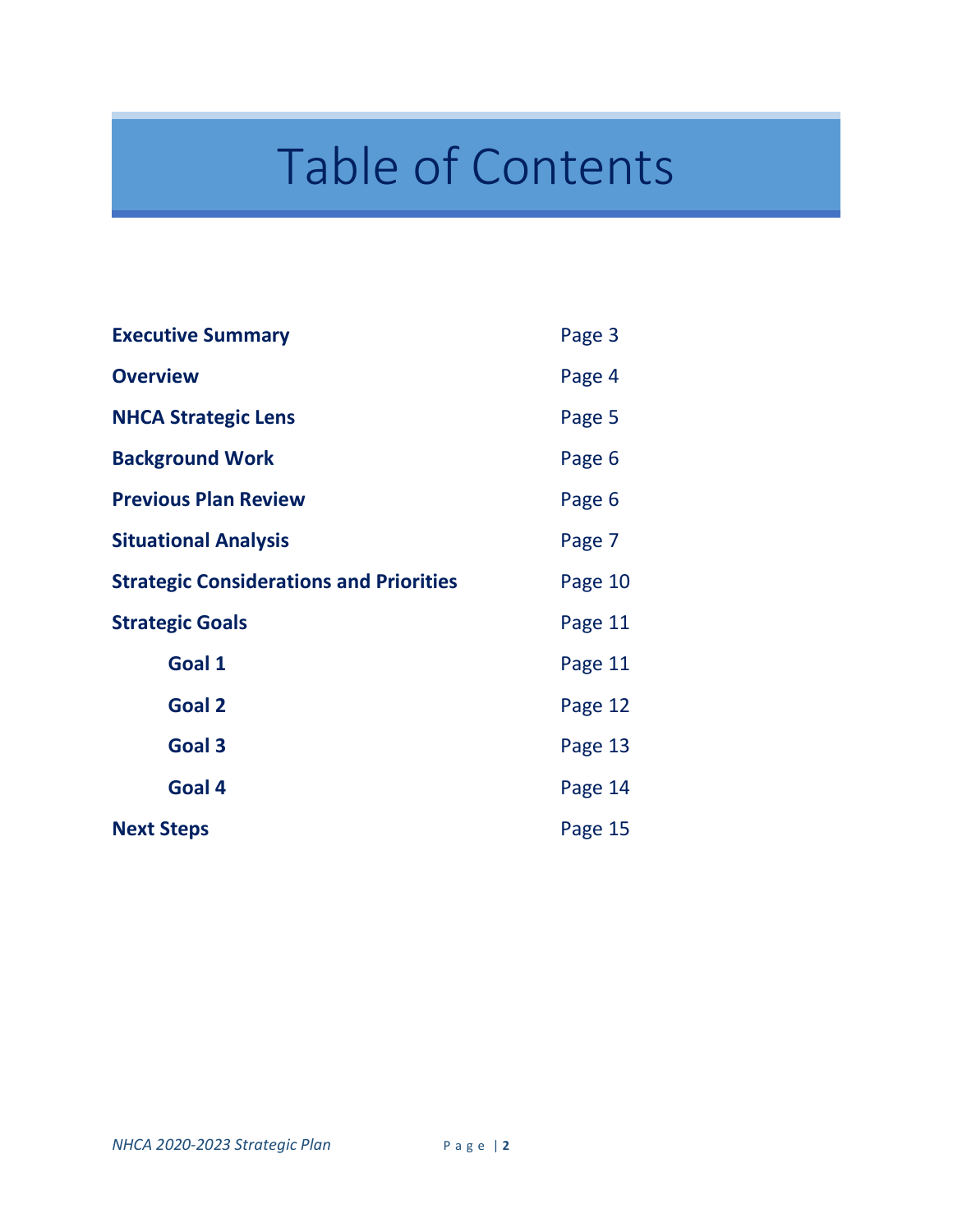# Table of Contents

| | |
|---|---|
| **Executive Summary** | Page 3 |
| **Overview** | Page 4 |
| **NHCA Strategic Lens** | Page 5 |
| **Background Work** | Page 6 |
| **Previous Plan Review** | Page 6 |
| **Situational Analysis** | Page 7 |
| **Strategic Considerations and Priorities** | Page 10 |
| **Strategic Goals** | Page 11 |
| &nbsp;&nbsp;&nbsp;&nbsp;**Goal 1** | Page 11 |
| &nbsp;&nbsp;&nbsp;&nbsp;**Goal 2** | Page 12 |
| &nbsp;&nbsp;&nbsp;&nbsp;**Goal 3** | Page 13 |
| &nbsp;&nbsp;&nbsp;&nbsp;**Goal 4** | Page 14 |
| **Next Steps** | Page 15 |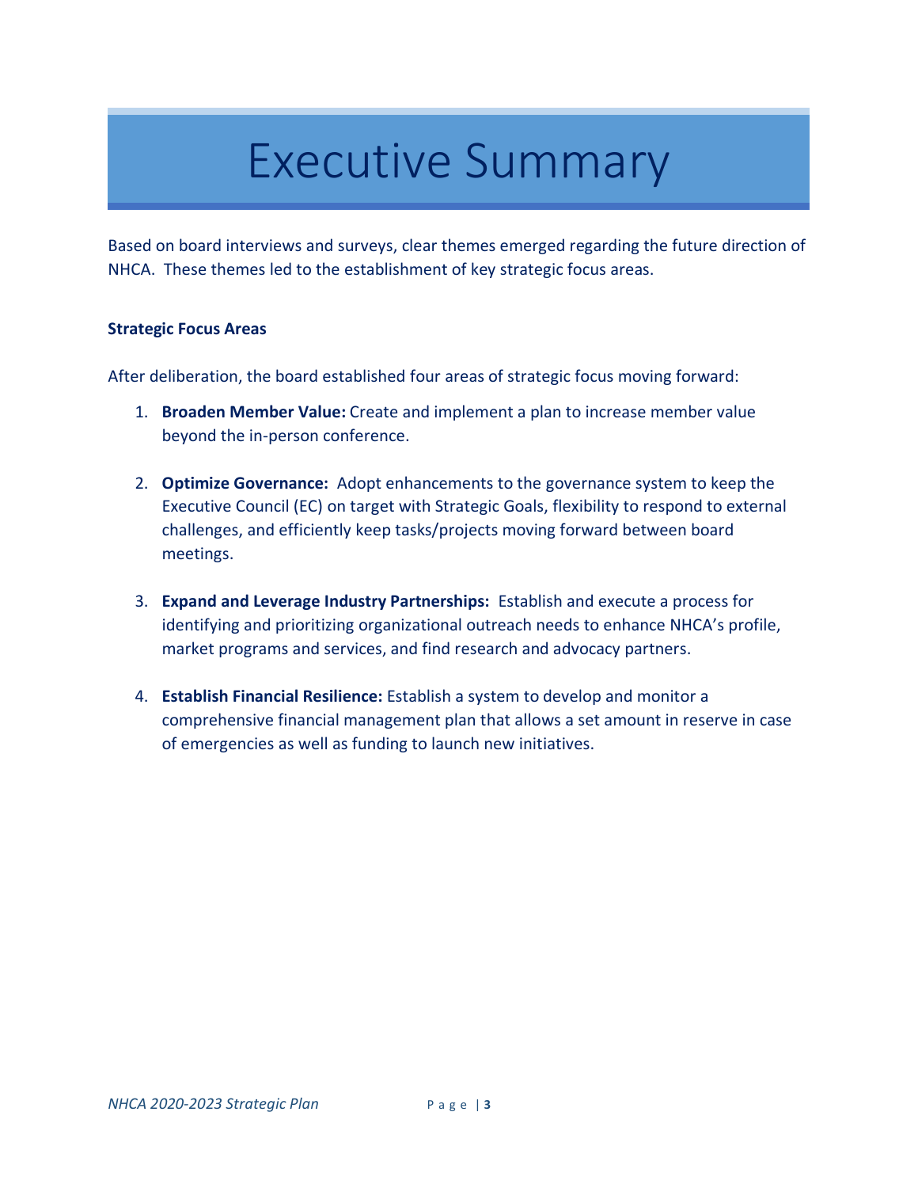# Executive Summary

Based on board interviews and surveys, clear themes emerged regarding the future direction of NHCA. These themes led to the establishment of key strategic focus areas.

**Strategic Focus Areas**

After deliberation, the board established four areas of strategic focus moving forward:

1. **Broaden Member Value:** Create and implement a plan to increase member value beyond the in-person conference.

2. **Optimize Governance:** Adopt enhancements to the governance system to keep the Executive Council (EC) on target with Strategic Goals, flexibility to respond to external challenges, and efficiently keep tasks/projects moving forward between board meetings.

3. **Expand and Leverage Industry Partnerships:** Establish and execute a process for identifying and prioritizing organizational outreach needs to enhance NHCA's profile, market programs and services, and find research and advocacy partners.

4. **Establish Financial Resilience:** Establish a system to develop and monitor a comprehensive financial management plan that allows a set amount in reserve in case of emergencies as well as funding to launch new initiatives.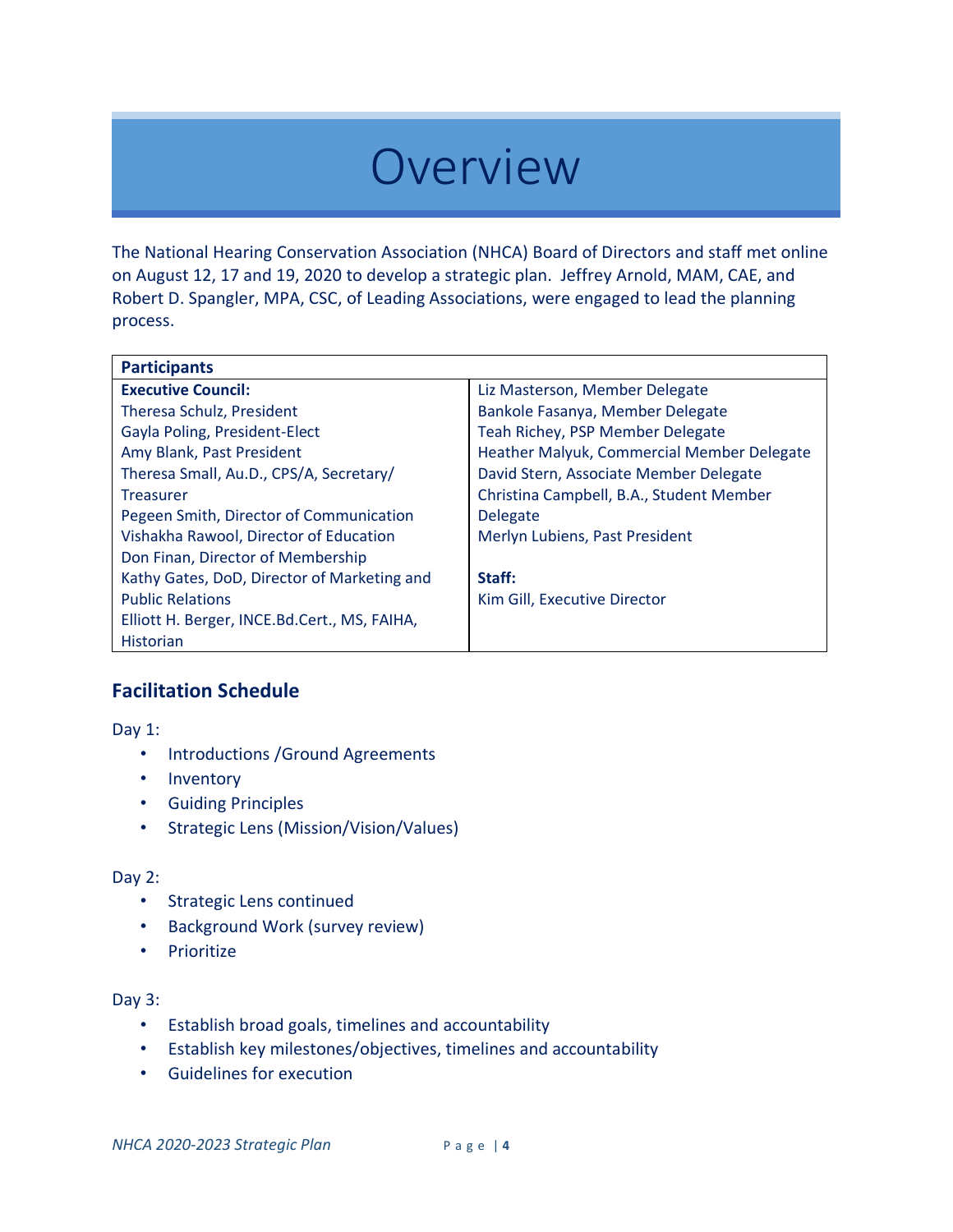# Overview

The National Hearing Conservation Association (NHCA) Board of Directors and staff met online on August 12, 17 and 19, 2020 to develop a strategic plan. Jeffrey Arnold, MAM, CAE, and Robert D. Spangler, MPA, CSC, of Leading Associations, were engaged to lead the planning process.

| **Participants** | |
|---|---|
| **Executive Council:** | Liz Masterson, Member Delegate |
| Theresa Schulz, President | Bankole Fasanya, Member Delegate |
| Gayla Poling, President-Elect | Teah Richey, PSP Member Delegate |
| Amy Blank, Past President | Heather Malyuk, Commercial Member Delegate |
| Theresa Small, Au.D., CPS/A, Secretary/ Treasurer | David Stern, Associate Member Delegate |
| Pegeen Smith, Director of Communication | Christina Campbell, B.A., Student Member Delegate |
| Vishakha Rawool, Director of Education | Merlyn Lubiens, Past President |
| Don Finan, Director of Membership | |
| Kathy Gates, DoD, Director of Marketing and Public Relations | **Staff:** |
| Elliott H. Berger, INCE.Bd.Cert., MS, FAIHA, Historian | Kim Gill, Executive Director |

## Facilitation Schedule

Day 1:

- Introductions /Ground Agreements
- Inventory
- Guiding Principles
- Strategic Lens (Mission/Vision/Values)

Day 2:

- Strategic Lens continued
- Background Work (survey review)
- Prioritize

Day 3:

- Establish broad goals, timelines and accountability
- Establish key milestones/objectives, timelines and accountability
- Guidelines for execution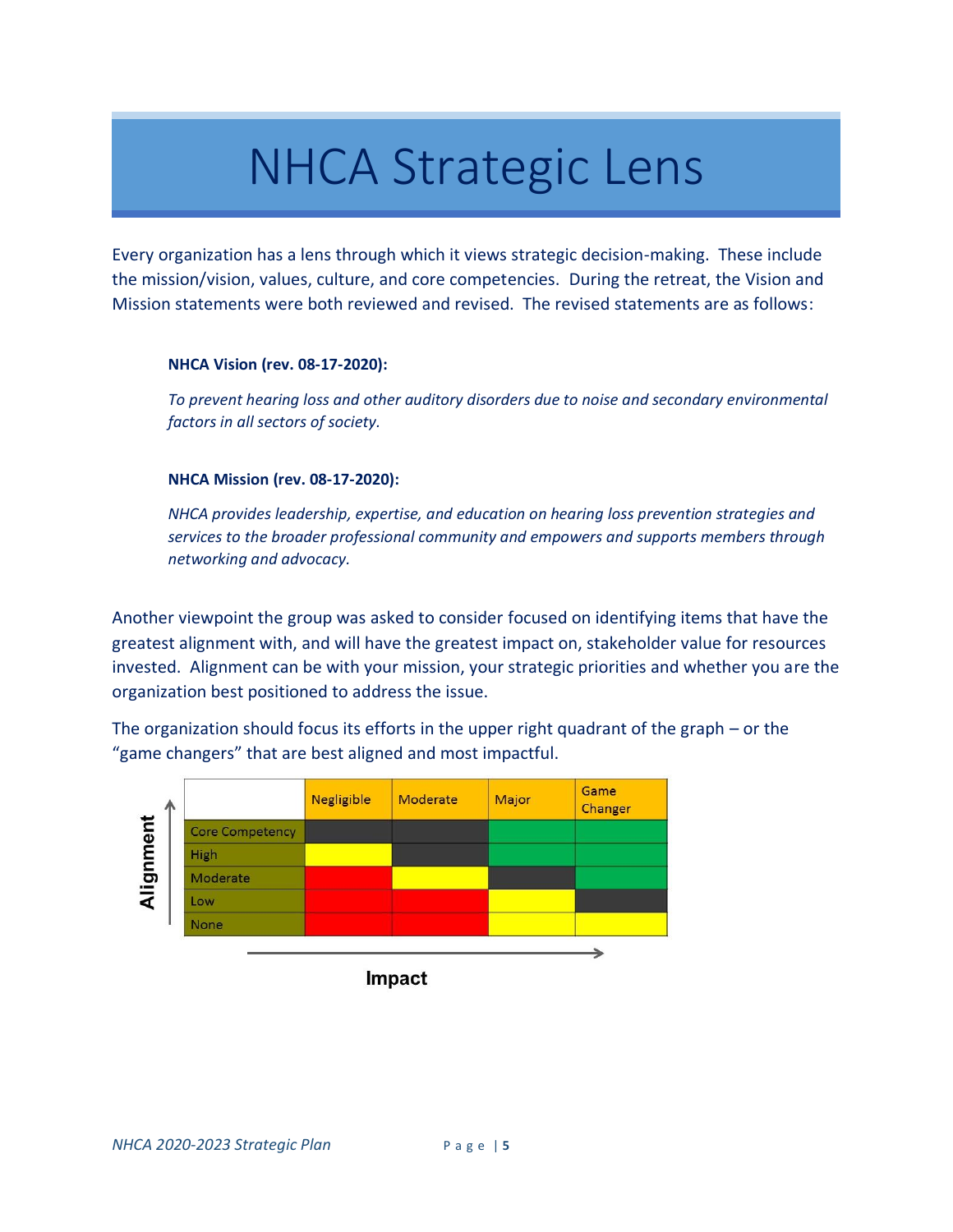# NHCA Strategic Lens

Every organization has a lens through which it views strategic decision-making. These include the mission/vision, values, culture, and core competencies. During the retreat, the Vision and Mission statements were both reviewed and revised. The revised statements are as follows:

**NHCA Vision (rev. 08-17-2020):**

*To prevent hearing loss and other auditory disorders due to noise and secondary environmental factors in all sectors of society.*

**NHCA Mission (rev. 08-17-2020):**

*NHCA provides leadership, expertise, and education on hearing loss prevention strategies and services to the broader professional community and empowers and supports members through networking and advocacy.*

Another viewpoint the group was asked to consider focused on identifying items that have the greatest alignment with, and will have the greatest impact on, stakeholder value for resources invested. Alignment can be with your mission, your strategic priorities and whether you are the organization best positioned to address the issue.

The organization should focus its efforts in the upper right quadrant of the graph – or the "game changers" that are best aligned and most impactful.

| Alignment ↑ / Impact → | Negligible | Moderate | Major | Game Changer |
|---|---|---|---|---|
| Core Competency | Dark gray | Dark gray | Green | Green |
| High | Yellow | Dark gray | Green | Green |
| Moderate | Red | Yellow | Dark gray | Green |
| Low | Red | Red | Yellow | Dark gray |
| None | Red | Red | Yellow | Yellow |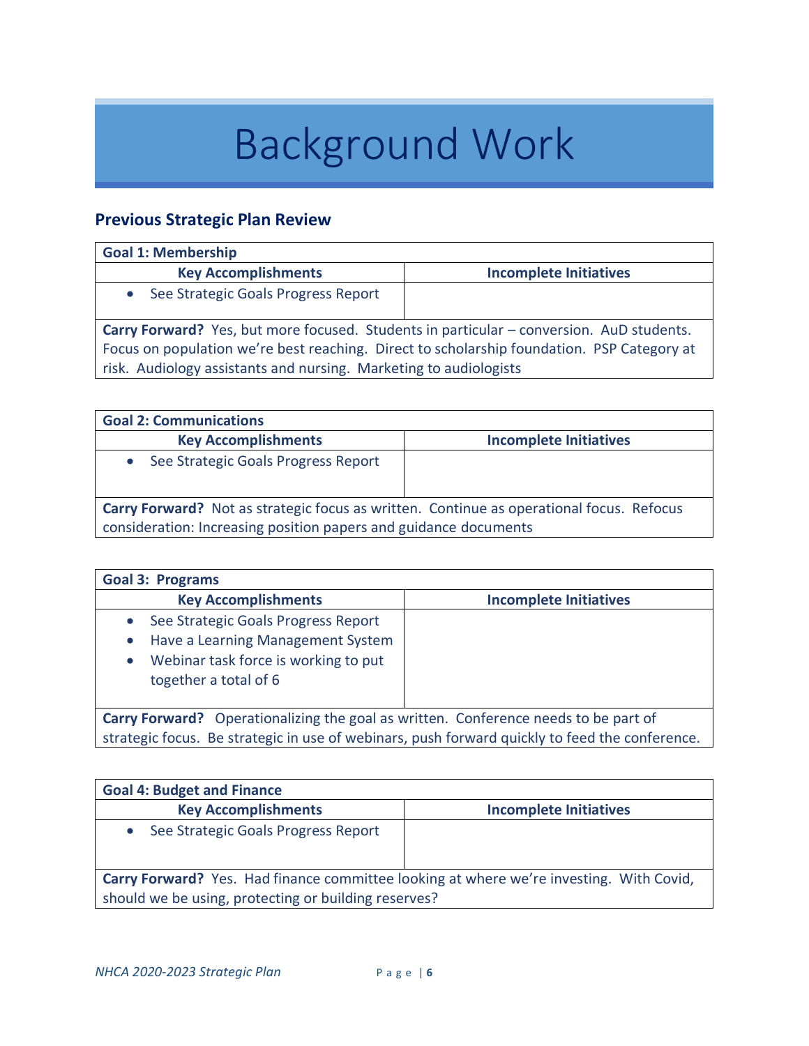# Background Work

## Previous Strategic Plan Review

| **Goal 1: Membership** | |
|---|---|
| **Key Accomplishments** | **Incomplete Initiatives** |
| • See Strategic Goals Progress Report | |
| **Carry Forward?** Yes, but more focused. Students in particular – conversion. AuD students. Focus on population we're best reaching. Direct to scholarship foundation. PSP Category at risk. Audiology assistants and nursing. Marketing to audiologists | |

| **Goal 2: Communications** | |
|---|---|
| **Key Accomplishments** | **Incomplete Initiatives** |
| • See Strategic Goals Progress Report | |
| **Carry Forward?** Not as strategic focus as written. Continue as operational focus. Refocus consideration: Increasing position papers and guidance documents | |

| **Goal 3: Programs** | |
|---|---|
| **Key Accomplishments** | **Incomplete Initiatives** |
| • See Strategic Goals Progress Report<br>• Have a Learning Management System<br>• Webinar task force is working to put together a total of 6 | |
| **Carry Forward?** Operationalizing the goal as written. Conference needs to be part of strategic focus. Be strategic in use of webinars, push forward quickly to feed the conference. | |

| **Goal 4: Budget and Finance** | |
|---|---|
| **Key Accomplishments** | **Incomplete Initiatives** |
| • See Strategic Goals Progress Report | |
| **Carry Forward?** Yes. Had finance committee looking at where we're investing. With Covid, should we be using, protecting or building reserves? | |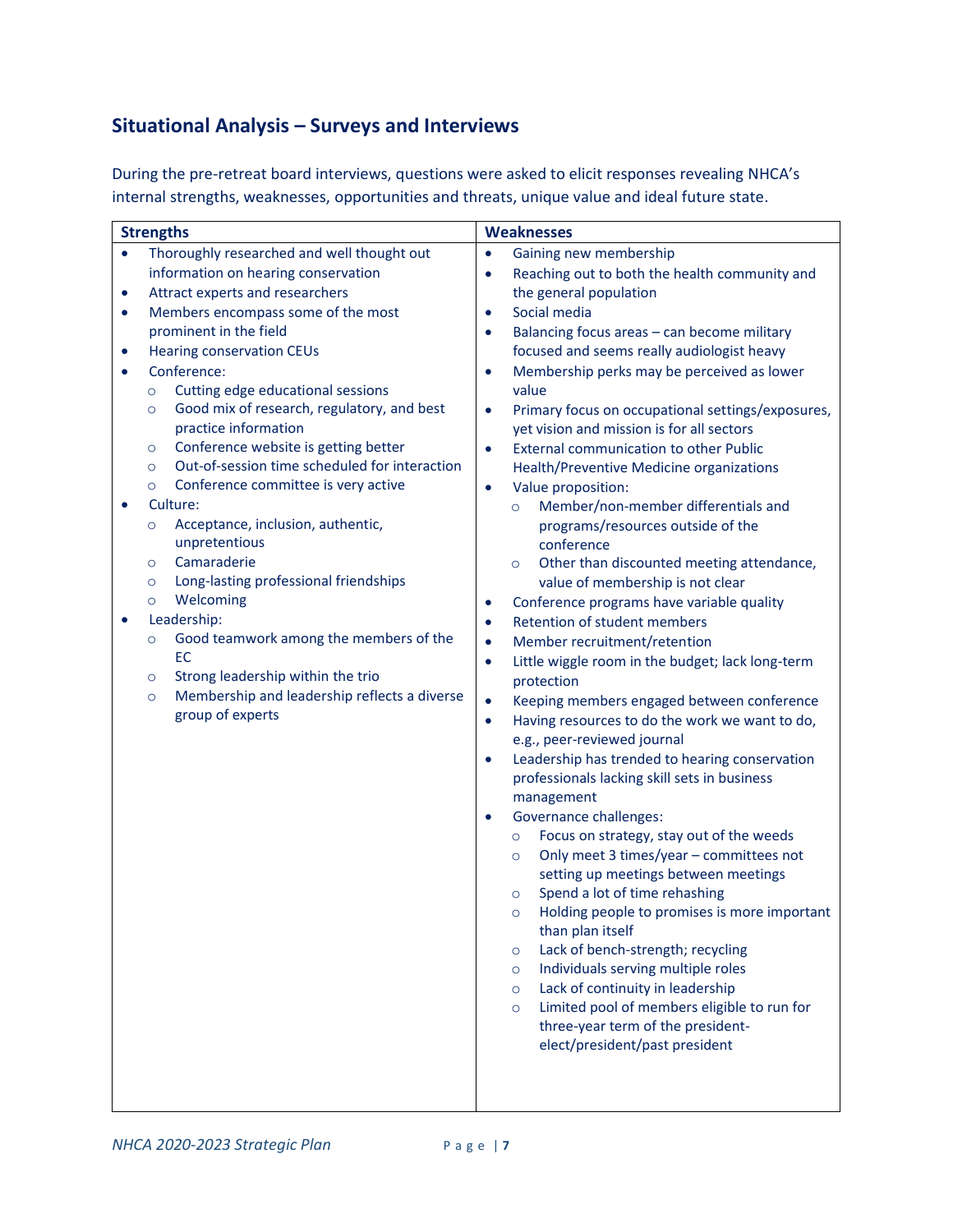## Situational Analysis – Surveys and Interviews

During the pre-retreat board interviews, questions were asked to elicit responses revealing NHCA's internal strengths, weaknesses, opportunities and threats, unique value and ideal future state.

| Strengths | Weaknesses |
|---|---|
| <ul><li>Thoroughly researched and well thought out information on hearing conservation</li><li>Attract experts and researchers</li><li>Members encompass some of the most prominent in the field</li><li>Hearing conservation CEUs</li><li>Conference:<ul><li>Cutting edge educational sessions</li><li>Good mix of research, regulatory, and best practice information</li><li>Conference website is getting better</li><li>Out-of-session time scheduled for interaction</li><li>Conference committee is very active</li></ul></li><li>Culture:<ul><li>Acceptance, inclusion, authentic, unpretentious</li><li>Camaraderie</li><li>Long-lasting professional friendships</li><li>Welcoming</li></ul></li><li>Leadership:<ul><li>Good teamwork among the members of the EC</li><li>Strong leadership within the trio</li><li>Membership and leadership reflects a diverse group of experts</li></ul></li></ul> | <ul><li>Gaining new membership</li><li>Reaching out to both the health community and the general population</li><li>Social media</li><li>Balancing focus areas – can become military focused and seems really audiologist heavy</li><li>Membership perks may be perceived as lower value</li><li>Primary focus on occupational settings/exposures, yet vision and mission is for all sectors</li><li>External communication to other Public Health/Preventive Medicine organizations</li><li>Value proposition:<ul><li>Member/non-member differentials and programs/resources outside of the conference</li><li>Other than discounted meeting attendance, value of membership is not clear</li></ul></li><li>Conference programs have variable quality</li><li>Retention of student members</li><li>Member recruitment/retention</li><li>Little wiggle room in the budget; lack long-term protection</li><li>Keeping members engaged between conference</li><li>Having resources to do the work we want to do, e.g., peer-reviewed journal</li><li>Leadership has trended to hearing conservation professionals lacking skill sets in business management</li><li>Governance challenges:<ul><li>Focus on strategy, stay out of the weeds</li><li>Only meet 3 times/year – committees not setting up meetings between meetings</li><li>Spend a lot of time rehashing</li><li>Holding people to promises is more important than plan itself</li><li>Lack of bench-strength; recycling</li><li>Individuals serving multiple roles</li><li>Lack of continuity in leadership</li><li>Limited pool of members eligible to run for three-year term of the president-elect/president/past president</li></ul></li></ul> |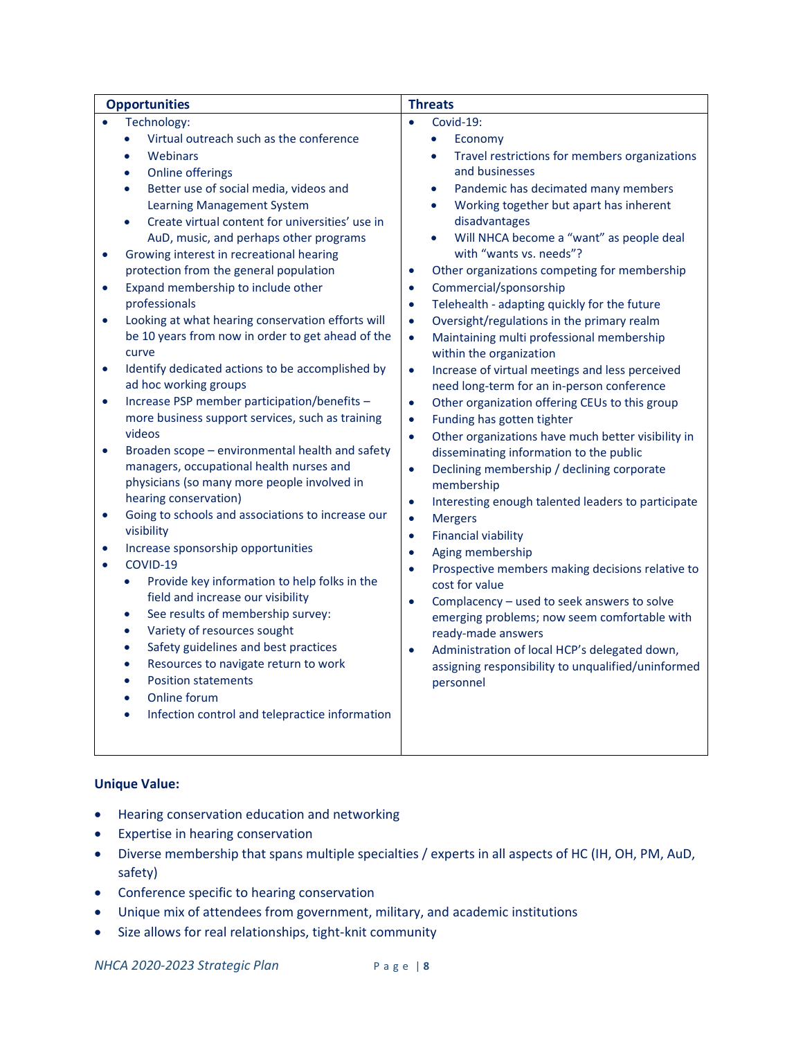| Opportunities | Threats |
|---|---|
| • Technology:<br>  ◦ Virtual outreach such as the conference<br>  ◦ Webinars<br>  ◦ Online offerings<br>  ◦ Better use of social media, videos and Learning Management System<br>  ◦ Create virtual content for universities' use in AuD, music, and perhaps other programs<br>• Growing interest in recreational hearing protection from the general population<br>• Expand membership to include other professionals<br>• Looking at what hearing conservation efforts will be 10 years from now in order to get ahead of the curve<br>• Identify dedicated actions to be accomplished by ad hoc working groups<br>• Increase PSP member participation/benefits – more business support services, such as training videos<br>• Broaden scope – environmental health and safety managers, occupational health nurses and physicians (so many more people involved in hearing conservation)<br>• Going to schools and associations to increase our visibility<br>• Increase sponsorship opportunities<br>• COVID-19<br>  ◦ Provide key information to help folks in the field and increase our visibility<br>  ◦ See results of membership survey:<br>  ◦ Variety of resources sought<br>  ◦ Safety guidelines and best practices<br>  ◦ Resources to navigate return to work<br>  ◦ Position statements<br>  ◦ Online forum<br>  ◦ Infection control and telepractice information | • Covid-19:<br>  ◦ Economy<br>  ◦ Travel restrictions for members organizations and businesses<br>  ◦ Pandemic has decimated many members<br>  ◦ Working together but apart has inherent disadvantages<br>  ◦ Will NHCA become a "want" as people deal with "wants vs. needs"?<br>• Other organizations competing for membership<br>• Commercial/sponsorship<br>• Telehealth - adapting quickly for the future<br>• Oversight/regulations in the primary realm<br>• Maintaining multi professional membership within the organization<br>• Increase of virtual meetings and less perceived need long-term for an in-person conference<br>• Other organization offering CEUs to this group<br>• Funding has gotten tighter<br>• Other organizations have much better visibility in disseminating information to the public<br>• Declining membership / declining corporate membership<br>• Interesting enough talented leaders to participate<br>• Mergers<br>• Financial viability<br>• Aging membership<br>• Prospective members making decisions relative to cost for value<br>• Complacency – used to seek answers to solve emerging problems; now seem comfortable with ready-made answers<br>• Administration of local HCP's delegated down, assigning responsibility to unqualified/uninformed personnel |

**Unique Value:**

- Hearing conservation education and networking
- Expertise in hearing conservation
- Diverse membership that spans multiple specialties / experts in all aspects of HC (IH, OH, PM, AuD, safety)
- Conference specific to hearing conservation
- Unique mix of attendees from government, military, and academic institutions
- Size allows for real relationships, tight-knit community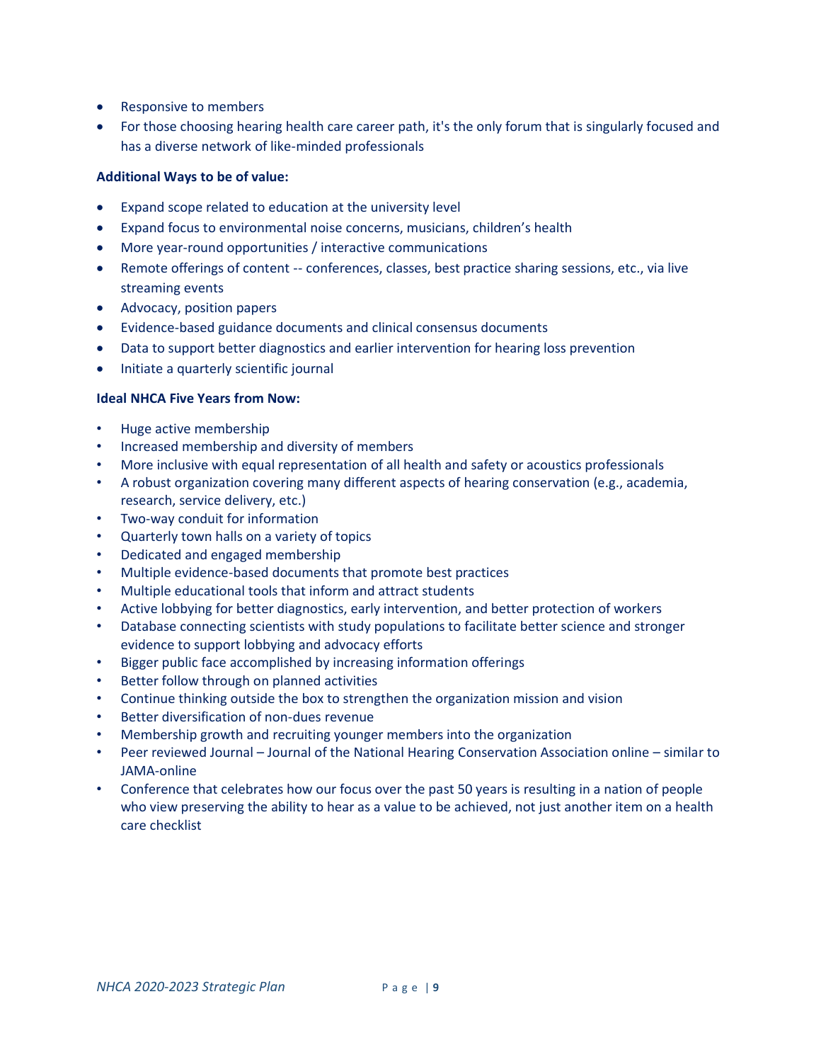- Responsive to members
- For those choosing hearing health care career path, it's the only forum that is singularly focused and has a diverse network of like-minded professionals

**Additional Ways to be of value:**

- Expand scope related to education at the university level
- Expand focus to environmental noise concerns, musicians, children's health
- More year-round opportunities / interactive communications
- Remote offerings of content -- conferences, classes, best practice sharing sessions, etc., via live streaming events
- Advocacy, position papers
- Evidence-based guidance documents and clinical consensus documents
- Data to support better diagnostics and earlier intervention for hearing loss prevention
- Initiate a quarterly scientific journal

**Ideal NHCA Five Years from Now:**

- Huge active membership
- Increased membership and diversity of members
- More inclusive with equal representation of all health and safety or acoustics professionals
- A robust organization covering many different aspects of hearing conservation (e.g., academia, research, service delivery, etc.)
- Two-way conduit for information
- Quarterly town halls on a variety of topics
- Dedicated and engaged membership
- Multiple evidence-based documents that promote best practices
- Multiple educational tools that inform and attract students
- Active lobbying for better diagnostics, early intervention, and better protection of workers
- Database connecting scientists with study populations to facilitate better science and stronger evidence to support lobbying and advocacy efforts
- Bigger public face accomplished by increasing information offerings
- Better follow through on planned activities
- Continue thinking outside the box to strengthen the organization mission and vision
- Better diversification of non-dues revenue
- Membership growth and recruiting younger members into the organization
- Peer reviewed Journal – Journal of the National Hearing Conservation Association online – similar to JAMA-online
- Conference that celebrates how our focus over the past 50 years is resulting in a nation of people who view preserving the ability to hear as a value to be achieved, not just another item on a health care checklist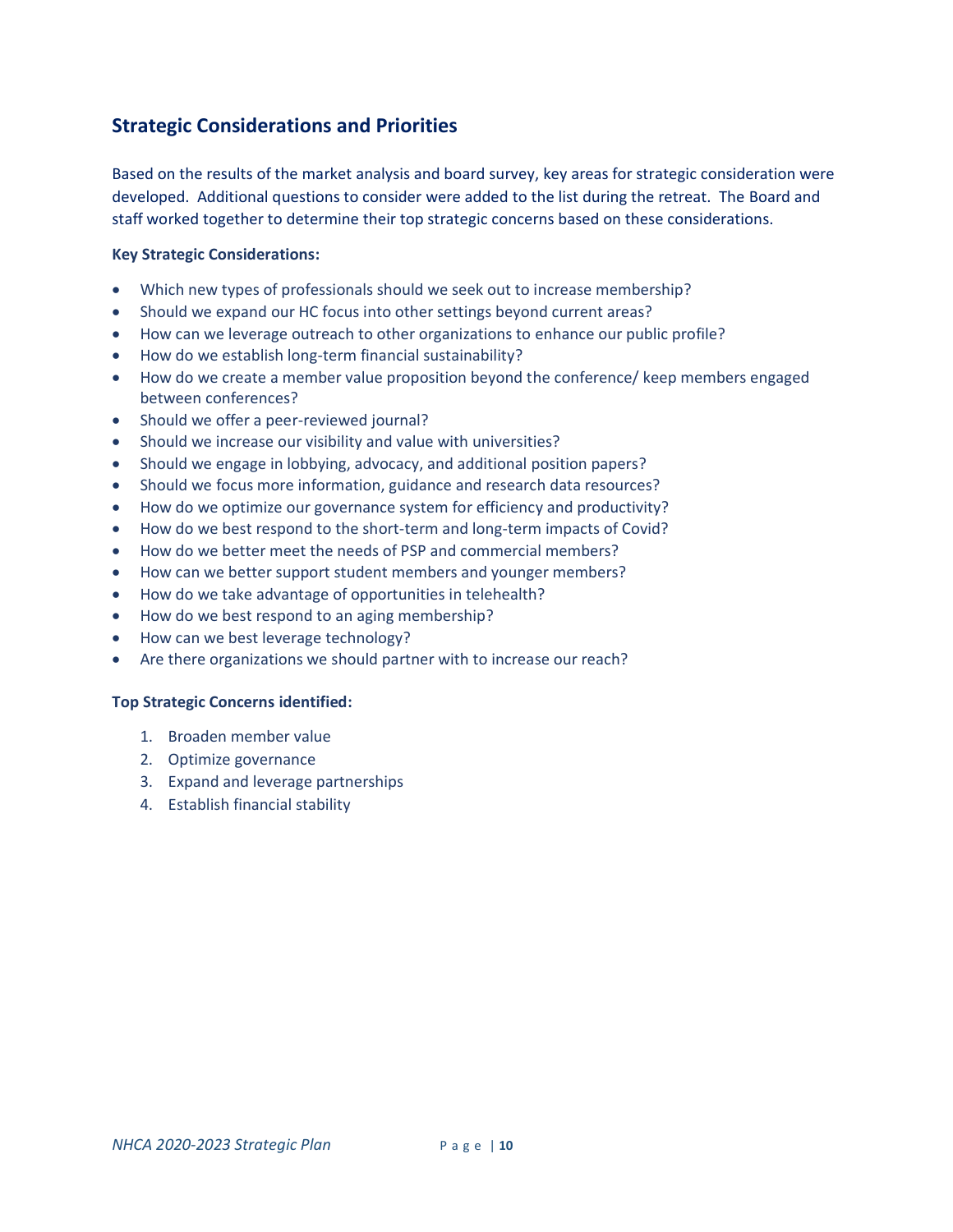## Strategic Considerations and Priorities

Based on the results of the market analysis and board survey, key areas for strategic consideration were developed. Additional questions to consider were added to the list during the retreat. The Board and staff worked together to determine their top strategic concerns based on these considerations.

**Key Strategic Considerations:**

- Which new types of professionals should we seek out to increase membership?
- Should we expand our HC focus into other settings beyond current areas?
- How can we leverage outreach to other organizations to enhance our public profile?
- How do we establish long-term financial sustainability?
- How do we create a member value proposition beyond the conference/ keep members engaged between conferences?
- Should we offer a peer-reviewed journal?
- Should we increase our visibility and value with universities?
- Should we engage in lobbying, advocacy, and additional position papers?
- Should we focus more information, guidance and research data resources?
- How do we optimize our governance system for efficiency and productivity?
- How do we best respond to the short-term and long-term impacts of Covid?
- How do we better meet the needs of PSP and commercial members?
- How can we better support student members and younger members?
- How do we take advantage of opportunities in telehealth?
- How do we best respond to an aging membership?
- How can we best leverage technology?
- Are there organizations we should partner with to increase our reach?

**Top Strategic Concerns identified:**

1. Broaden member value
2. Optimize governance
3. Expand and leverage partnerships
4. Establish financial stability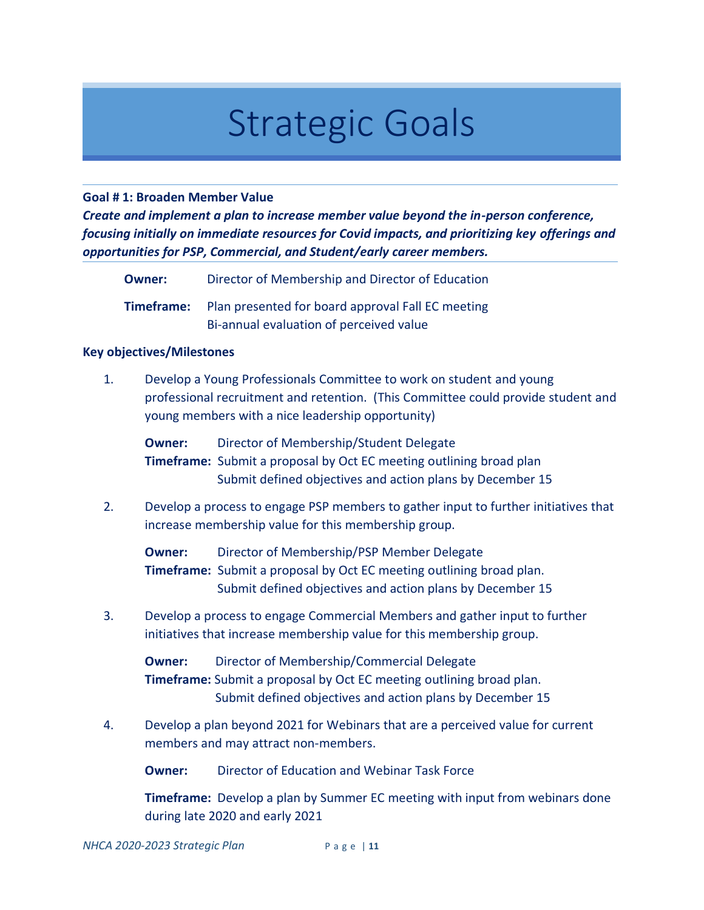# Strategic Goals

**Goal # 1: Broaden Member Value**

***Create and implement a plan to increase member value beyond the in-person conference, focusing initially on immediate resources for Covid impacts, and prioritizing key offerings and opportunities for PSP, Commercial, and Student/early career members.***

**Owner:** Director of Membership and Director of Education

**Timeframe:** Plan presented for board approval Fall EC meeting
Bi-annual evaluation of perceived value

**Key objectives/Milestones**

1. Develop a Young Professionals Committee to work on student and young professional recruitment and retention. (This Committee could provide student and young members with a nice leadership opportunity)

   **Owner:** Director of Membership/Student Delegate
   **Timeframe:** Submit a proposal by Oct EC meeting outlining broad plan
   Submit defined objectives and action plans by December 15

2. Develop a process to engage PSP members to gather input to further initiatives that increase membership value for this membership group.

   **Owner:** Director of Membership/PSP Member Delegate
   **Timeframe:** Submit a proposal by Oct EC meeting outlining broad plan.
   Submit defined objectives and action plans by December 15

3. Develop a process to engage Commercial Members and gather input to further initiatives that increase membership value for this membership group.

   **Owner:** Director of Membership/Commercial Delegate
   **Timeframe:** Submit a proposal by Oct EC meeting outlining broad plan.
   Submit defined objectives and action plans by December 15

4. Develop a plan beyond 2021 for Webinars that are a perceived value for current members and may attract non-members.

   **Owner:** Director of Education and Webinar Task Force

   **Timeframe:** Develop a plan by Summer EC meeting with input from webinars done during late 2020 and early 2021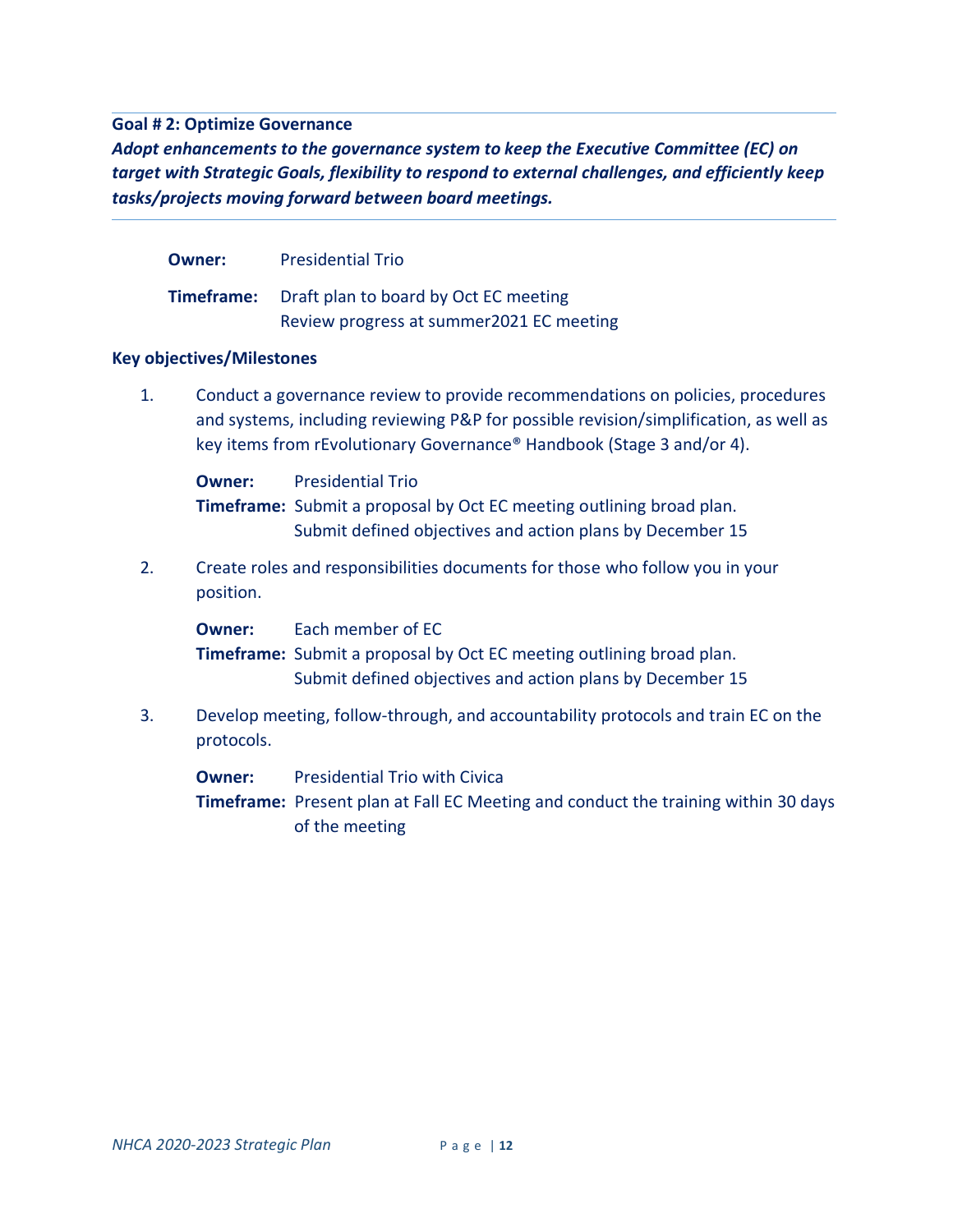**Goal # 2: Optimize Governance**

***Adopt enhancements to the governance system to keep the Executive Committee (EC) on target with Strategic Goals, flexibility to respond to external challenges, and efficiently keep tasks/projects moving forward between board meetings.***

**Owner:** Presidential Trio

**Timeframe:** Draft plan to board by Oct EC meeting
Review progress at summer2021 EC meeting

**Key objectives/Milestones**

1. Conduct a governance review to provide recommendations on policies, procedures and systems, including reviewing P&P for possible revision/simplification, as well as key items from rEvolutionary Governance® Handbook (Stage 3 and/or 4).

   **Owner:** Presidential Trio
   **Timeframe:** Submit a proposal by Oct EC meeting outlining broad plan.
   Submit defined objectives and action plans by December 15

2. Create roles and responsibilities documents for those who follow you in your position.

   **Owner:** Each member of EC
   **Timeframe:** Submit a proposal by Oct EC meeting outlining broad plan.
   Submit defined objectives and action plans by December 15

3. Develop meeting, follow-through, and accountability protocols and train EC on the protocols.

   **Owner:** Presidential Trio with Civica
   **Timeframe:** Present plan at Fall EC Meeting and conduct the training within 30 days of the meeting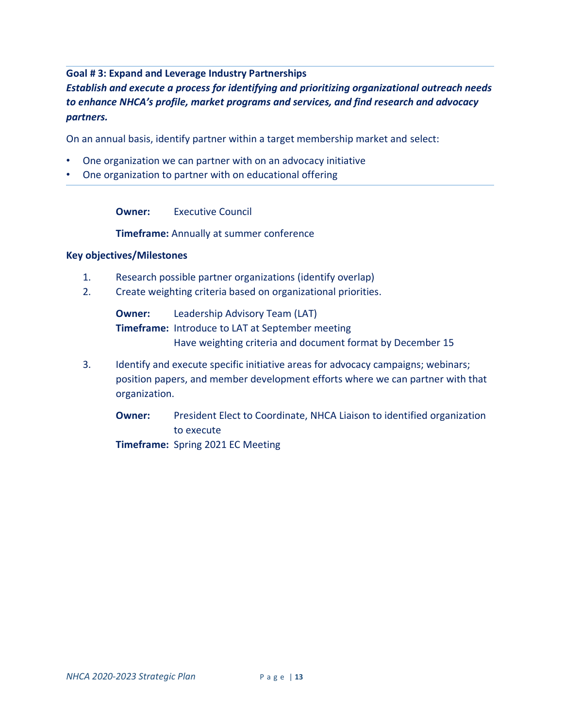**Goal # 3: Expand and Leverage Industry Partnerships**

***Establish and execute a process for identifying and prioritizing organizational outreach needs to enhance NHCA's profile, market programs and services, and find research and advocacy partners.***

On an annual basis, identify partner within a target membership market and select:

- One organization we can partner with on an advocacy initiative
- One organization to partner with on educational offering

---

**Owner:** Executive Council

**Timeframe:** Annually at summer conference

**Key objectives/Milestones**

1. Research possible partner organizations (identify overlap)
2. Create weighting criteria based on organizational priorities.

   **Owner:** Leadership Advisory Team (LAT)
   **Timeframe:** Introduce to LAT at September meeting
   Have weighting criteria and document format by December 15

3. Identify and execute specific initiative areas for advocacy campaigns; webinars; position papers, and member development efforts where we can partner with that organization.

   **Owner:** President Elect to Coordinate, NHCA Liaison to identified organization to execute
   **Timeframe:** Spring 2021 EC Meeting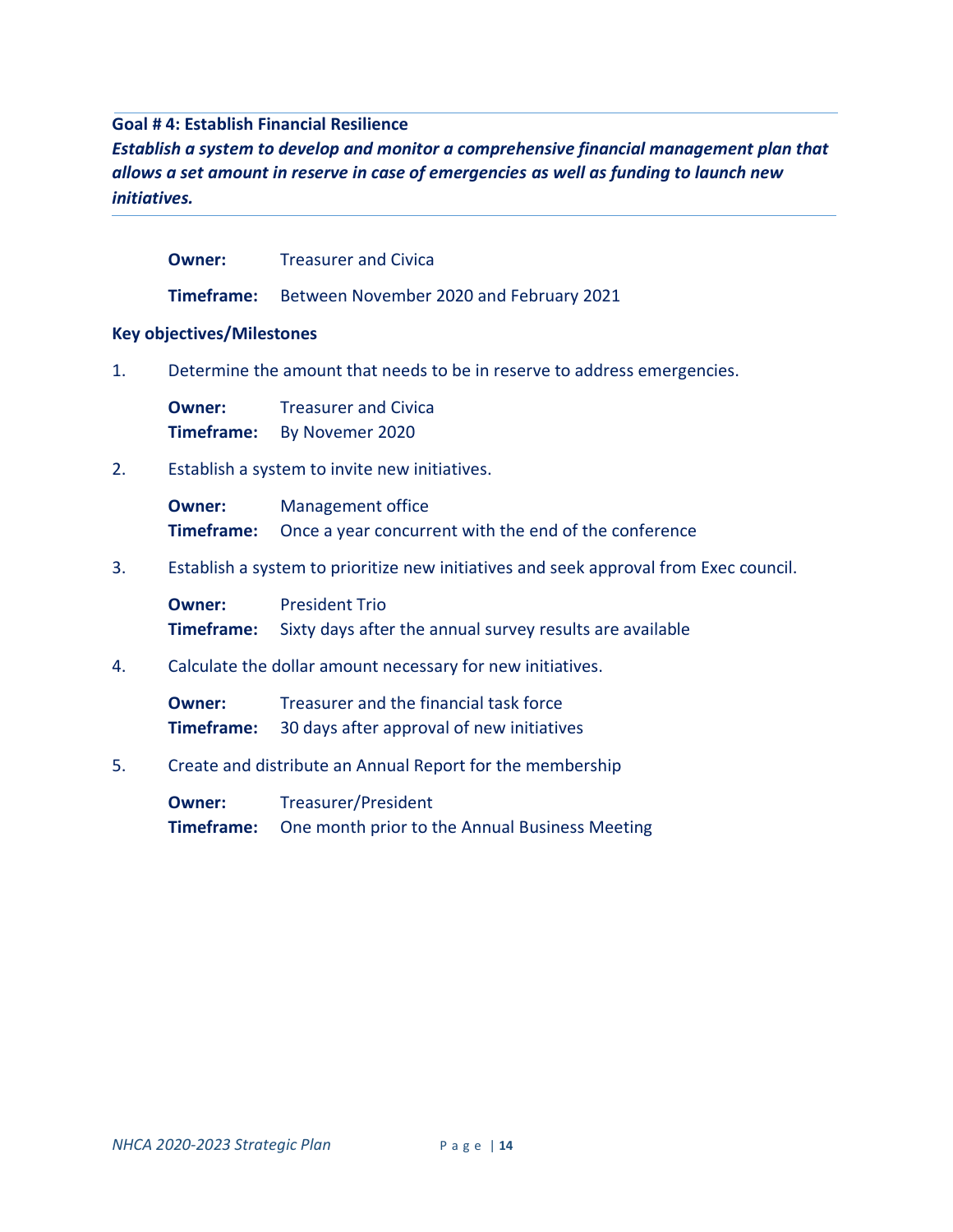## Goal # 4: Establish Financial Resilience

***Establish a system to develop and monitor a comprehensive financial management plan that allows a set amount in reserve in case of emergencies as well as funding to launch new initiatives.***

**Owner:** Treasurer and Civica

**Timeframe:** Between November 2020 and February 2021

### Key objectives/Milestones

1. Determine the amount that needs to be in reserve to address emergencies.

   **Owner:** Treasurer and Civica
   **Timeframe:** By Novemer 2020

2. Establish a system to invite new initiatives.

   **Owner:** Management office
   **Timeframe:** Once a year concurrent with the end of the conference

3. Establish a system to prioritize new initiatives and seek approval from Exec council.

   **Owner:** President Trio
   **Timeframe:** Sixty days after the annual survey results are available

4. Calculate the dollar amount necessary for new initiatives.

   **Owner:** Treasurer and the financial task force
   **Timeframe:** 30 days after approval of new initiatives

5. Create and distribute an Annual Report for the membership

   **Owner:** Treasurer/President
   **Timeframe:** One month prior to the Annual Business Meeting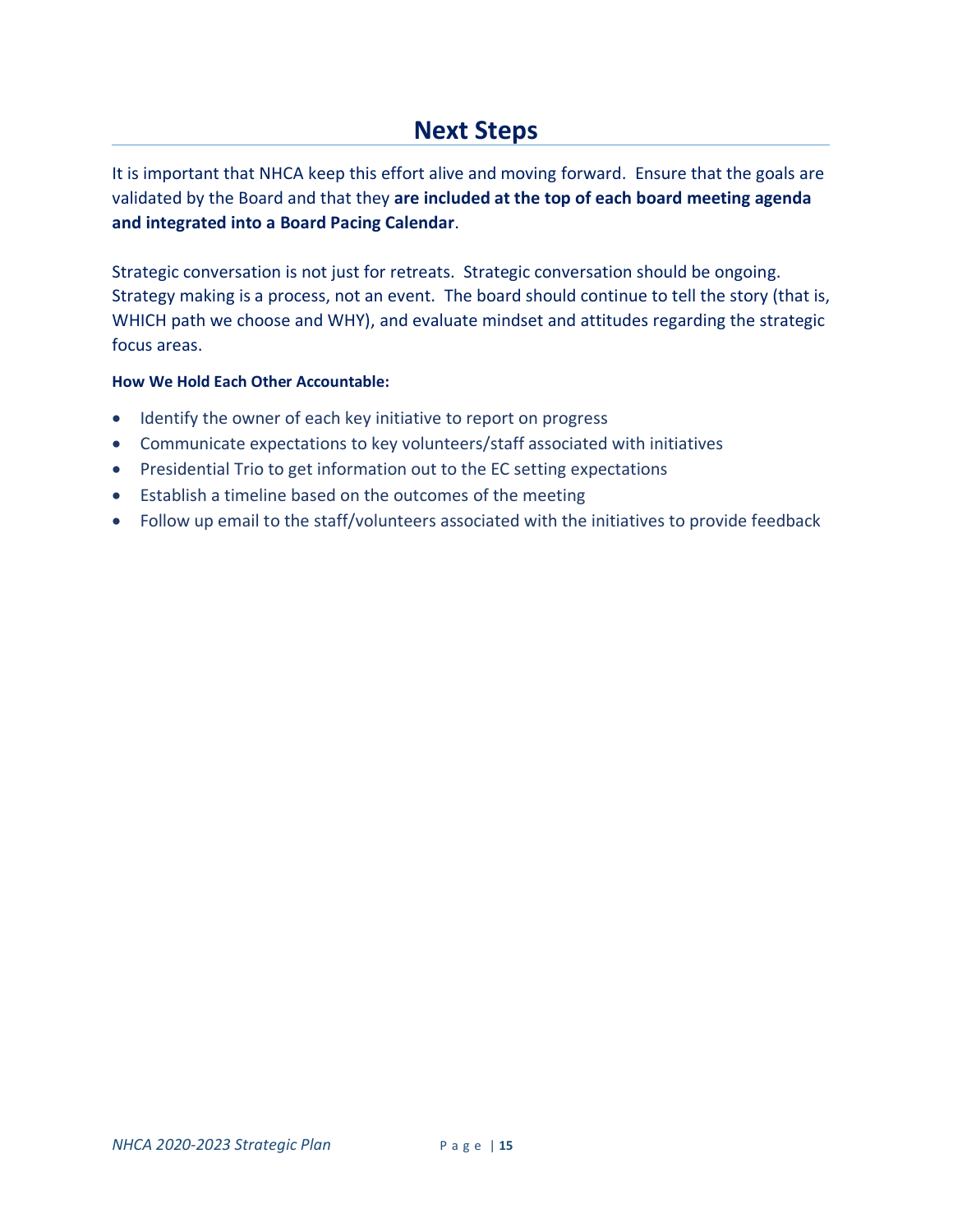# Next Steps

It is important that NHCA keep this effort alive and moving forward. Ensure that the goals are validated by the Board and that they **are included at the top of each board meeting agenda and integrated into a Board Pacing Calendar**.

Strategic conversation is not just for retreats. Strategic conversation should be ongoing. Strategy making is a process, not an event. The board should continue to tell the story (that is, WHICH path we choose and WHY), and evaluate mindset and attitudes regarding the strategic focus areas.

**How We Hold Each Other Accountable:**

- Identify the owner of each key initiative to report on progress
- Communicate expectations to key volunteers/staff associated with initiatives
- Presidential Trio to get information out to the EC setting expectations
- Establish a timeline based on the outcomes of the meeting
- Follow up email to the staff/volunteers associated with the initiatives to provide feedback